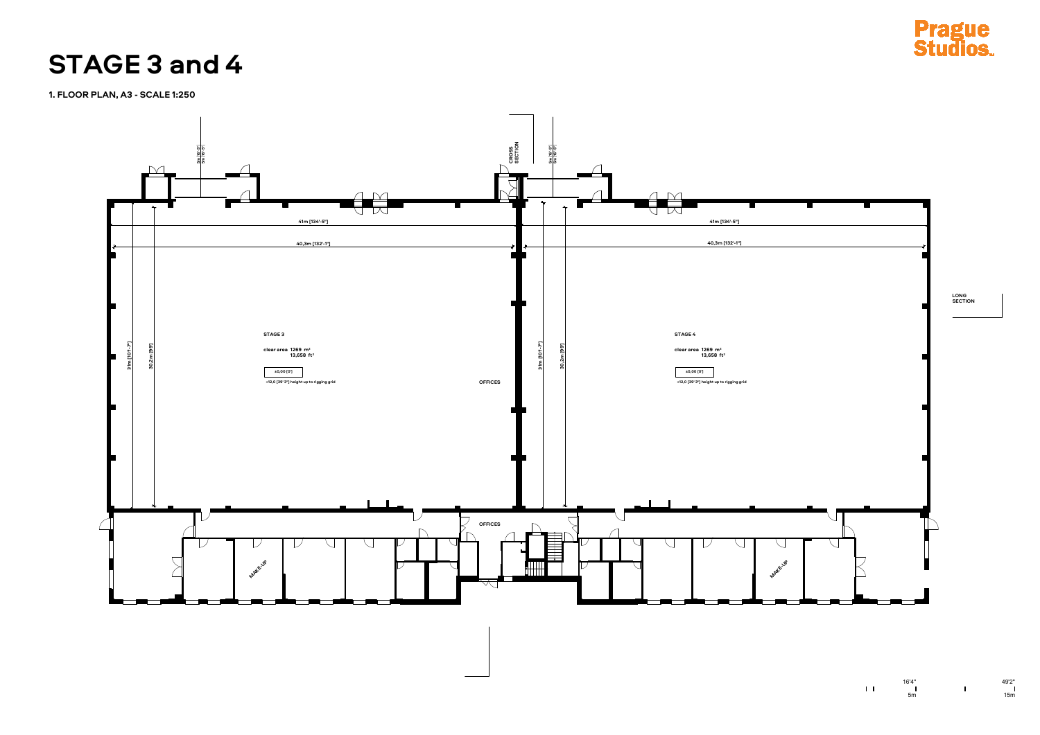# STAGE 3 and 4

Prague Studios

**1. FLOOR PLAN, A3 - SCALE 1:250**

5m [16'-5"]

CROSS SECTION

41m [134'-5"]

40,3m [132'-1"]

31m [101'-7"]

30,2m [99']

**STAGE 3**

clear area 1269 m²
13,658 ft²

±0,00 [0']

+12,0 [39'3"] height up to rigging grid

OFFICES

**STAGE 4**

clear area 1269 m²
13,658 ft²

±0,00 [0']

+12,0 [39'3"] height up to rigging grid

LONG SECTION

OFFICES

MAKE-UP

MAKE-UP

16'4" 5m

49'2" 15m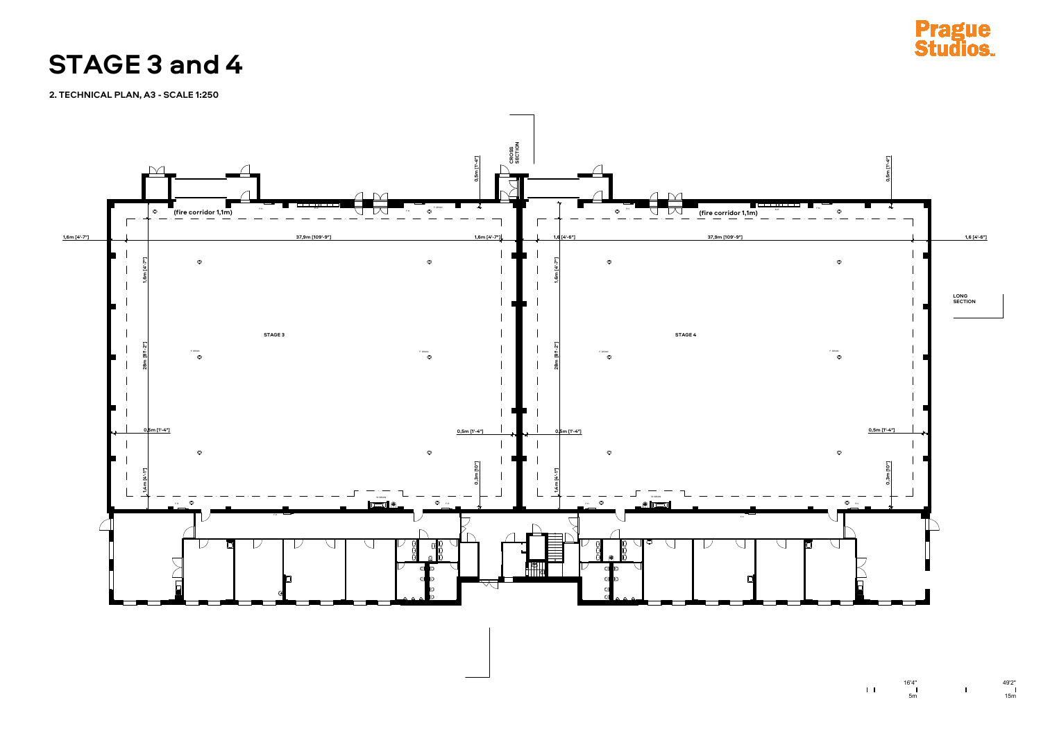# STAGE 3 and 4

**2. TECHNICAL PLAN, A3 - SCALE 1:250**

CROSS SECTION

LONG SECTION

STAGE 3

STAGE 4

(fire corridor 1,1m)

(fire corridor 1,1m)

1,6m [4'-7"]

37,9m [109'-9"]

1,6m [4'-7"]

1,6 [4'-6"]

37,9m [109'-9"]

1,6 [4'-6"]

0,5m [1'-4"]

0,5m [1'-4"]

1,6m [4'-7"]

28m [81'-2"]

1,4m [4'-1"]

1,6m [4'-7"]

28m [81'-2"]

1,4m [4'-1"]

0,5m [1'-4"]

0,5m [1'-4"]

0,5m [1'-4"]

0,5m [1'-4"]

0,3m [10"]

0,3m [10"]

16'4"

5m

49'2"

15m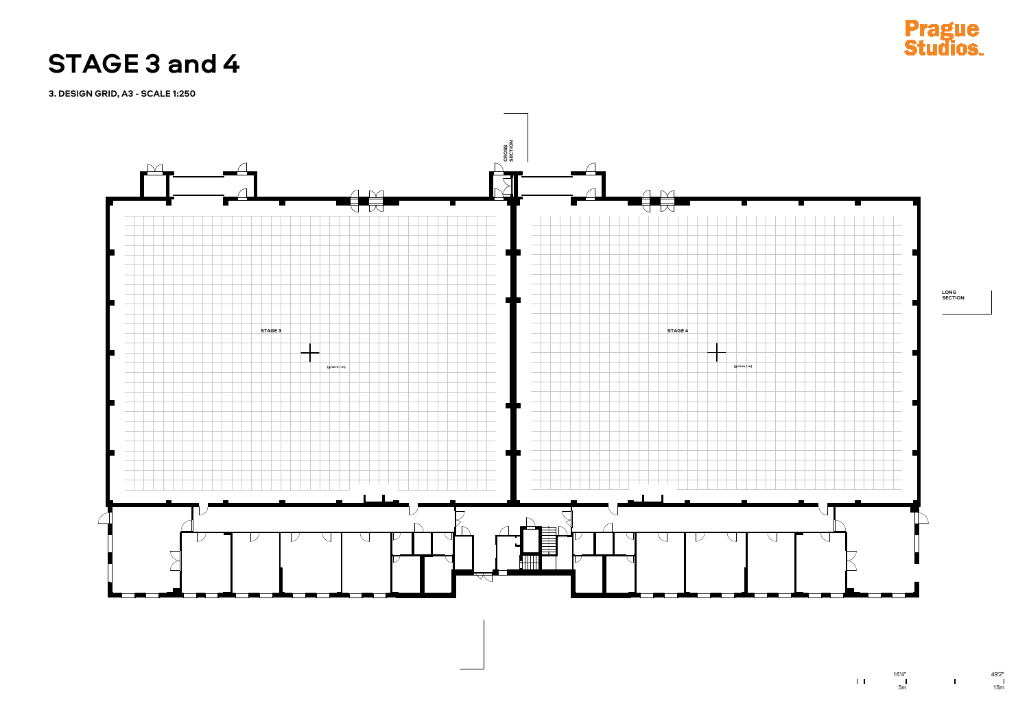# STAGE 3 and 4

Prague Studios

**3. DESIGN GRID, A3 - SCALE 1:250**

CROSS SECTION

LONG SECTION

STAGE 3

(grid m / m)

STAGE 4

(grid m / m)

16'4" 49'2"

5m 15m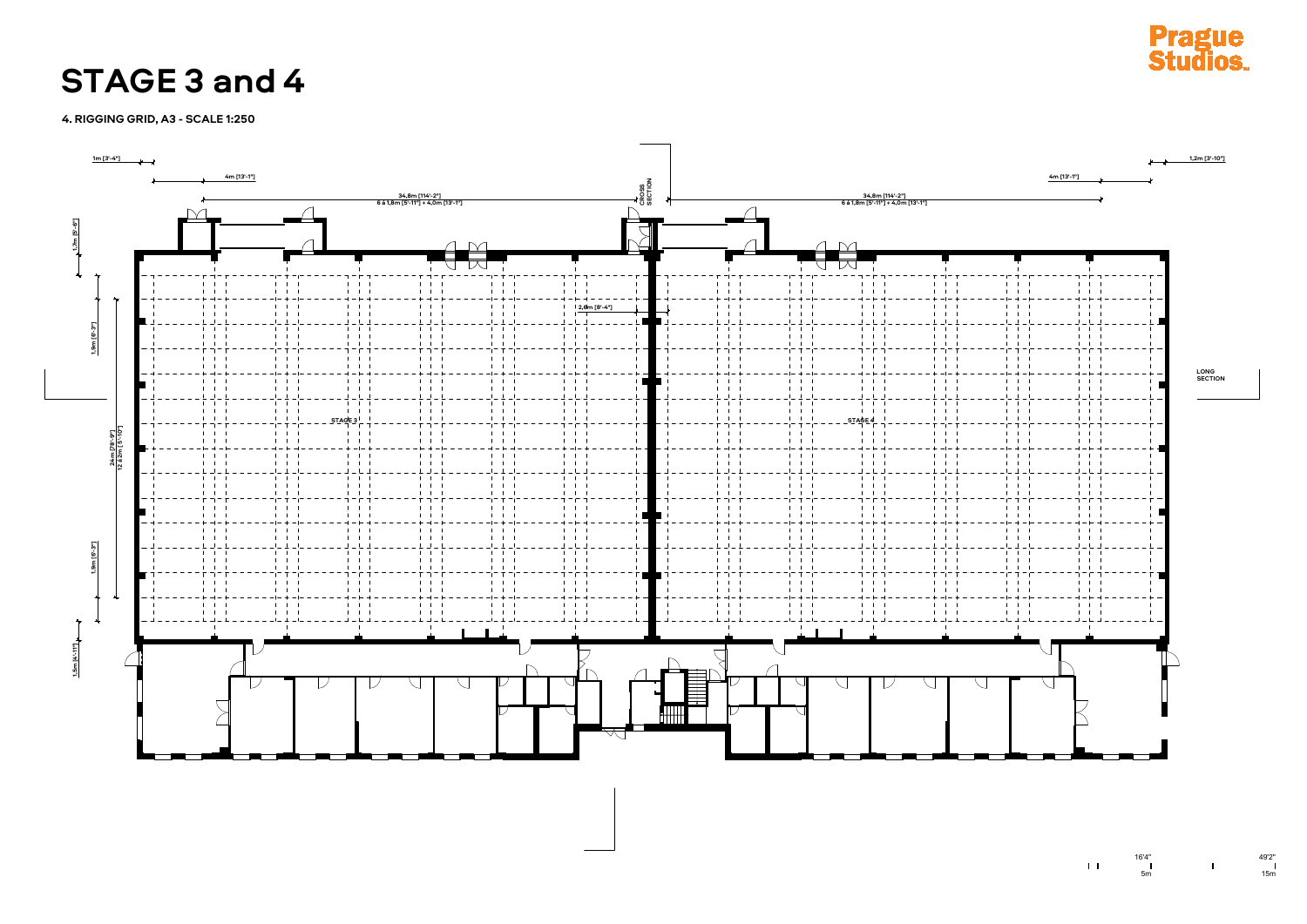# STAGE 3 and 4

**4. RIGGING GRID, A3 - SCALE 1:250**

Prague Studios.

1m [3'-4"]

4m [13'-1"]

34,8m [114'-2"]
6 á 1,8m [5'-11"] + 4,0m [13'-1"]

CROSS SECTION

34,8m [114'-2"]
6 á 1,8m [5'-11"] + 4,0m [13'-1"]

4m [13'-1"]

1,2m [3'-10"]

1,7m [5'-6"]

2,6m [8'-4"]

1,9m [6'-3"]

24m [78'-9"]
12 á 2m [6'-10"]

STAGE 3

STAGE 4

LONG SECTION

1,9m [6'-3"]

1,5m [4'-11"]

16'4"
5m

49'2"
15m